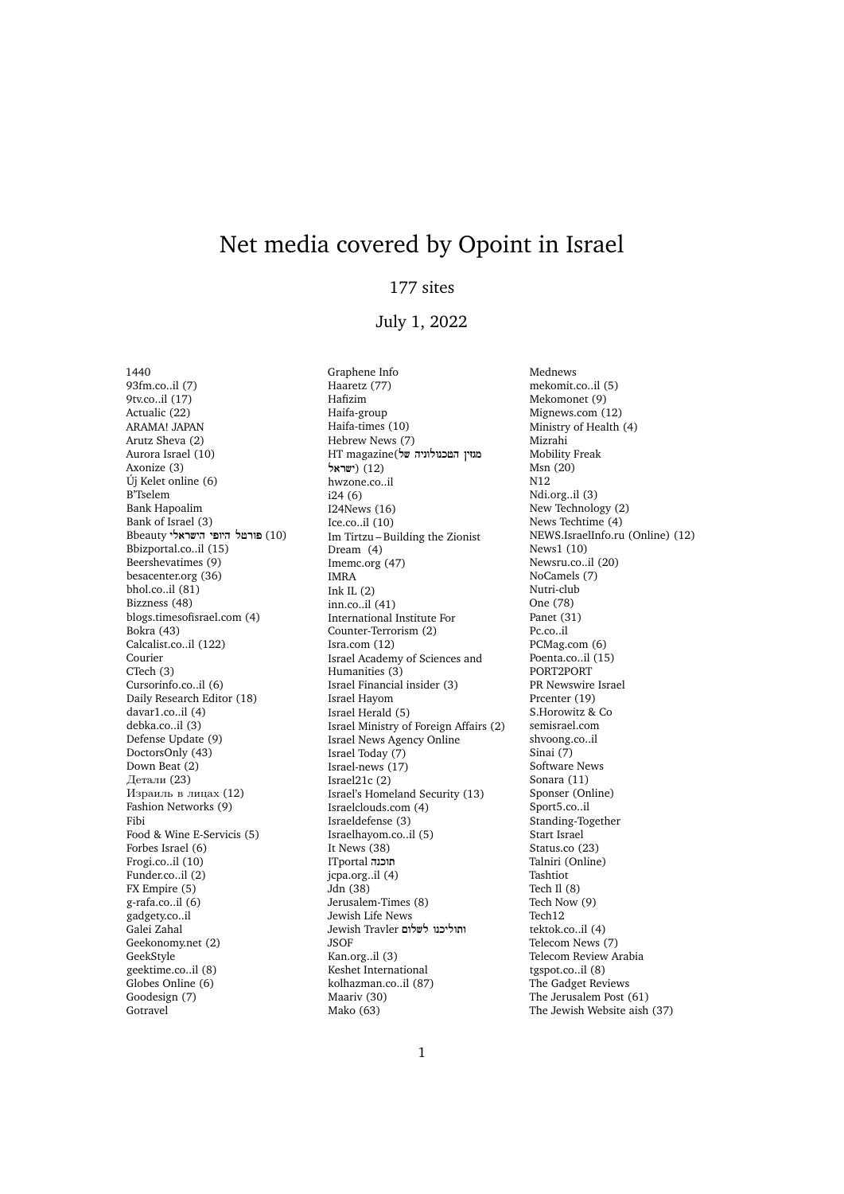# Net media covered by Opoint in Israel

177 sites

July 1, 2022

1440
93fm.co..il (7)
9tv.co..il (17)
Actualic (22)
ARAMA! JAPAN
Arutz Sheva (2)
Aurora Israel (10)
Axonize (3)
Új Kelet online (6)
B'Tselem
Bank Hapoalim
Bank of Israel (3)
Bbeauty פורטל היופי הישראלי (10)
Bbizportal.co..il (15)
Beershevatimes (9)
besacenter.org (36)
bhol.co..il (81)
Bizzness (48)
blogs.timesofisrael.com (4)
Bokra (43)
Calcalist.co..il (122)
Courier
CTech (3)
Cursorinfo.co..il (6)
Daily Research Editor (18)
davar1.co..il (4)
debka.co..il (3)
Defense Update (9)
DoctorsOnly (43)
Down Beat (2)
Детали (23)
Израиль в лицах (12)
Fashion Networks (9)
Fibi
Food & Wine E-Servicis (5)
Forbes Israel (6)
Frogi.co..il (10)
Funder.co..il (2)
FX Empire (5)
g-rafa.co..il (6)
gadgety.co..il
Galei Zahal
Geekonomy.net (2)
GeekStyle
geektime.co..il (8)
Globes Online (6)
Goodesign (7)
Gotravel
Graphene Info
Haaretz (77)
Hafizim
Haifa-group
Haifa-times (10)
Hebrew News (7)
HT magazine(מגזין הטכנולוגיה של ישראל) (12)
hwzone.co..il
i24 (6)
I24News (16)
Ice.co..il (10)
Im Tirtzu – Building the Zionist Dream (4)
Imemc.org (47)
IMRA
Ink IL (2)
inn.co..il (41)
International Institute For Counter-Terrorism (2)
Isra.com (12)
Israel Academy of Sciences and Humanities (3)
Israel Financial insider (3)
Israel Hayom
Israel Herald (5)
Israel Ministry of Foreign Affairs (2)
Israel News Agency Online
Israel Today (7)
Israel-news (17)
Israel21c (2)
Israel's Homeland Security (13)
Israelclouds.com (4)
Israeldefense (3)
Israelhayom.co..il (5)
It News (38)
ITportal תוכנה
jcpa.org..il (4)
Jdn (38)
Jerusalem-Times (8)
Jewish Life News
Jewish Travler ותוליכנו לשלום
JSOF
Kan.org..il (3)
Keshet International
kolhazman.co..il (87)
Maariv (30)
Mako (63)
Mednews
mekomit.co..il (5)
Mekomonet (9)
Mignews.com (12)
Ministry of Health (4)
Mizrahi
Mobility Freak
Msn (20)
N12
Ndi.org..il (3)
New Technology (2)
News Techtime (4)
NEWS.IsraelInfo.ru (Online) (12)
News1 (10)
Newsru.co..il (20)
NoCamels (7)
Nutri-club
One (78)
Panet (31)
Pc.co..il
PCMag.com (6)
Poenta.co..il (15)
PORT2PORT
PR Newswire Israel
Prcenter (19)
S.Horowitz & Co
semisrael.com
shvoong.co..il
Sinai (7)
Software News
Sonara (11)
Sponser (Online)
Sport5.co..il
Standing-Together
Start Israel
Status.co (23)
Talniri (Online)
Tashtiot
Tech Il (8)
Tech Now (9)
Tech12
tektok.co..il (4)
Telecom News (7)
Telecom Review Arabia
tgspot.co..il (8)
The Gadget Reviews
The Jerusalem Post (61)
The Jewish Website aish (37)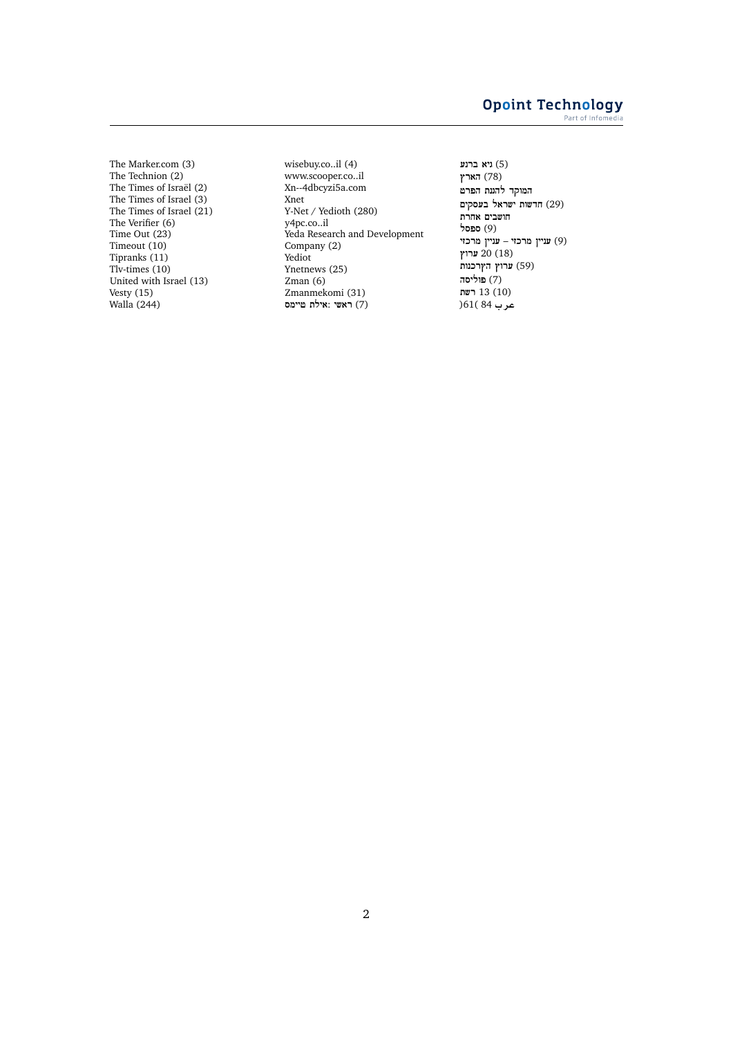The Marker.com (3)
The Technion (2)
The Times of Israël (2)
The Times of Israel (3)
The Times of Israel (21)
The Verifier (6)
Time Out (23)
Timeout (10)
Tipranks (11)
Tlv-times (10)
United with Israel (13)
Vesty (15)
Walla (244)

wisebuy.co..il (4)
www.scooper.co..il
Xn--4dbcyzi5a.com
Xnet
Y-Net / Yedioth (280)
y4pc.co..il
Yeda Research and Development Company (2)
Yediot
Ynetnews (25)
Zman (6)
Zmanmekomi (31)
ראשי :אילת טיימס (7)

גיא ברנע (5)
הארץ (78)
המוקד להגנת הפרט
חדשות ישראל בעסקים (29)
חושבים אחרת
ספסל (9)
עניין מרכזי – עניין מרכזי (9)
ערוץ 20 (18)
ערוץ הקרכנות (59)
פוליסה (7)
רשת 13 (10)
عرب 84 (61)